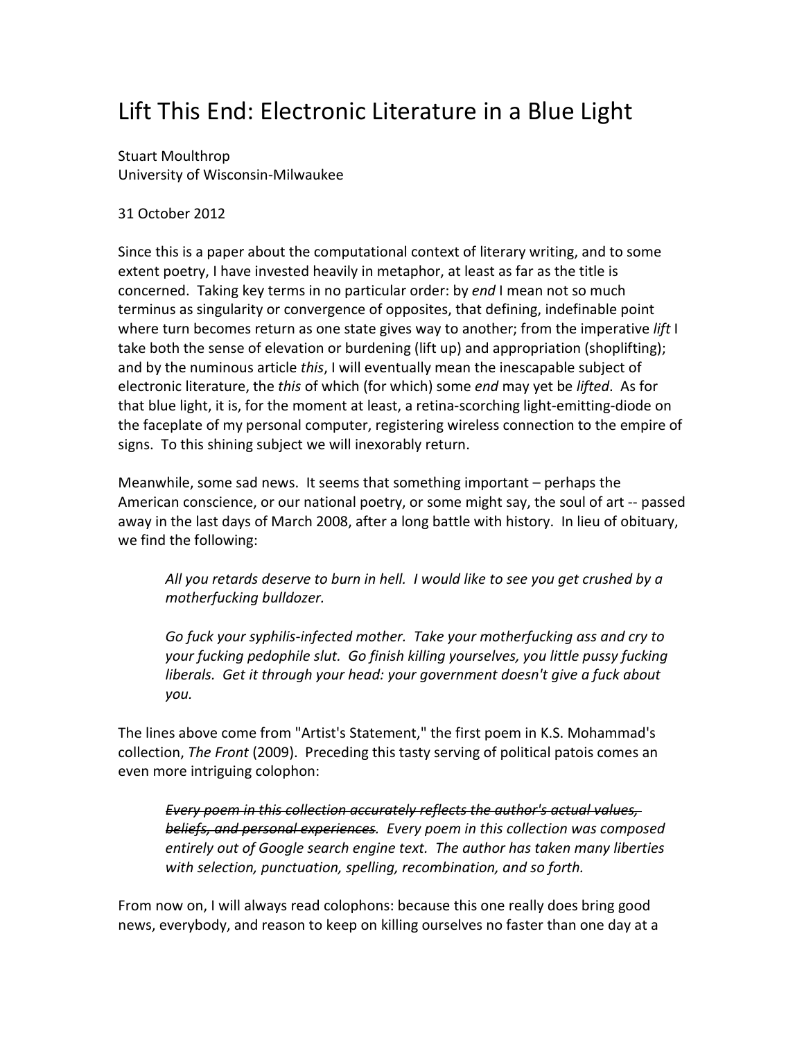# Lift This End: Electronic Literature in a Blue Light

Stuart Moulthrop
University of Wisconsin-Milwaukee

31 October 2012

Since this is a paper about the computational context of literary writing, and to some extent poetry, I have invested heavily in metaphor, at least as far as the title is concerned. Taking key terms in no particular order: by *end* I mean not so much terminus as singularity or convergence of opposites, that defining, indefinable point where turn becomes return as one state gives way to another; from the imperative *lift* I take both the sense of elevation or burdening (lift up) and appropriation (shoplifting); and by the numinous article *this*, I will eventually mean the inescapable subject of electronic literature, the *this* of which (for which) some *end* may yet be *lifted*. As for that blue light, it is, for the moment at least, a retina-scorching light-emitting-diode on the faceplate of my personal computer, registering wireless connection to the empire of signs. To this shining subject we will inexorably return.

Meanwhile, some sad news. It seems that something important – perhaps the American conscience, or our national poetry, or some might say, the soul of art -- passed away in the last days of March 2008, after a long battle with history. In lieu of obituary, we find the following:

> *All you retards deserve to burn in hell. I would like to see you get crushed by a motherfucking bulldozer.*
>
> *Go fuck your syphilis-infected mother. Take your motherfucking ass and cry to your fucking pedophile slut. Go finish killing yourselves, you little pussy fucking liberals. Get it through your head: your government doesn't give a fuck about you.*

The lines above come from "Artist's Statement," the first poem in K.S. Mohammad's collection, *The Front* (2009). Preceding this tasty serving of political patois comes an even more intriguing colophon:

> *~~Every poem in this collection accurately reflects the author's actual values, beliefs, and personal experiences~~. Every poem in this collection was composed entirely out of Google search engine text. The author has taken many liberties with selection, punctuation, spelling, recombination, and so forth.*

From now on, I will always read colophons: because this one really does bring good news, everybody, and reason to keep on killing ourselves no faster than one day at a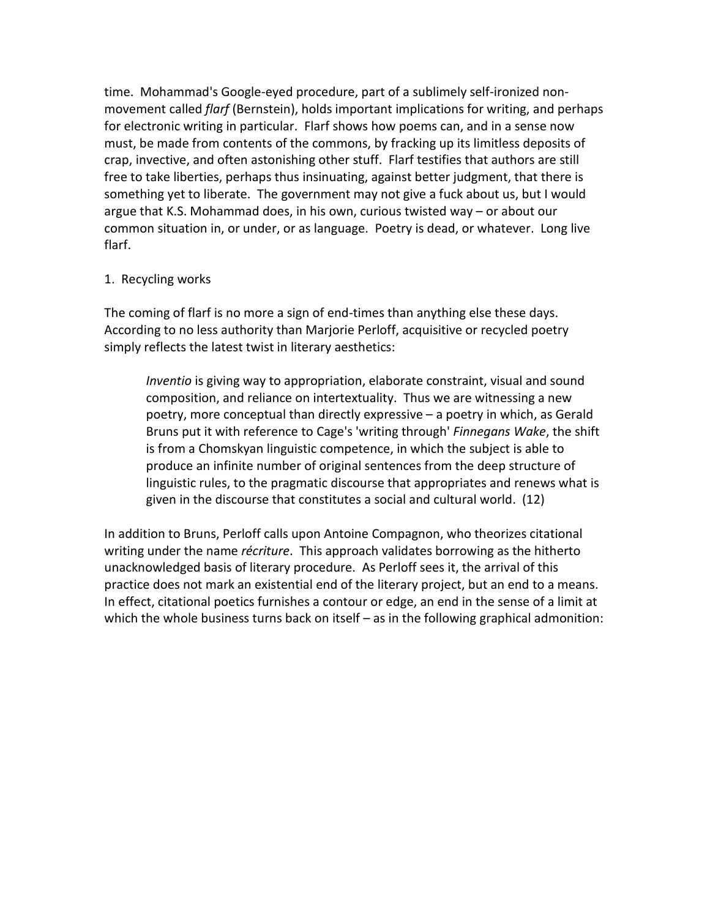time. Mohammad's Google-eyed procedure, part of a sublimely self-ironized non-movement called *flarf* (Bernstein), holds important implications for writing, and perhaps for electronic writing in particular. Flarf shows how poems can, and in a sense now must, be made from contents of the commons, by fracking up its limitless deposits of crap, invective, and often astonishing other stuff. Flarf testifies that authors are still free to take liberties, perhaps thus insinuating, against better judgment, that there is something yet to liberate. The government may not give a fuck about us, but I would argue that K.S. Mohammad does, in his own, curious twisted way – or about our common situation in, or under, or as language. Poetry is dead, or whatever. Long live flarf.

## 1. Recycling works

The coming of flarf is no more a sign of end-times than anything else these days. According to no less authority than Marjorie Perloff, acquisitive or recycled poetry simply reflects the latest twist in literary aesthetics:

> *Inventio* is giving way to appropriation, elaborate constraint, visual and sound composition, and reliance on intertextuality. Thus we are witnessing a new poetry, more conceptual than directly expressive – a poetry in which, as Gerald Bruns put it with reference to Cage's 'writing through' *Finnegans Wake*, the shift is from a Chomskyan linguistic competence, in which the subject is able to produce an infinite number of original sentences from the deep structure of linguistic rules, to the pragmatic discourse that appropriates and renews what is given in the discourse that constitutes a social and cultural world. (12)

In addition to Bruns, Perloff calls upon Antoine Compagnon, who theorizes citational writing under the name *récriture*. This approach validates borrowing as the hitherto unacknowledged basis of literary procedure. As Perloff sees it, the arrival of this practice does not mark an existential end of the literary project, but an end to a means. In effect, citational poetics furnishes a contour or edge, an end in the sense of a limit at which the whole business turns back on itself – as in the following graphical admonition: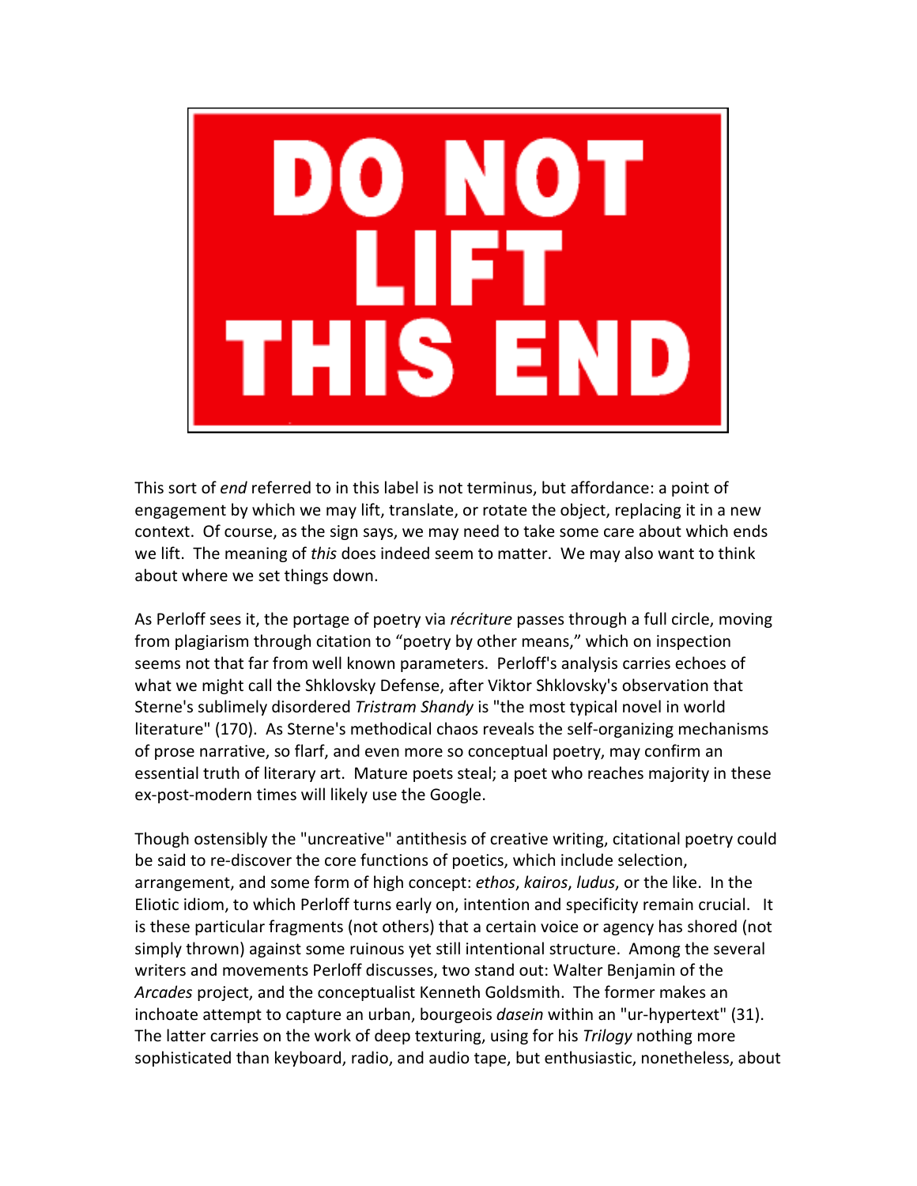DO NOT LIFT THIS END

This sort of *end* referred to in this label is not terminus, but affordance: a point of engagement by which we may lift, translate, or rotate the object, replacing it in a new context. Of course, as the sign says, we may need to take some care about which ends we lift. The meaning of *this* does indeed seem to matter. We may also want to think about where we set things down.

As Perloff sees it, the portage of poetry via *récriture* passes through a full circle, moving from plagiarism through citation to "poetry by other means," which on inspection seems not that far from well known parameters. Perloff's analysis carries echoes of what we might call the Shklovsky Defense, after Viktor Shklovsky's observation that Sterne's sublimely disordered *Tristram Shandy* is "the most typical novel in world literature" (170). As Sterne's methodical chaos reveals the self-organizing mechanisms of prose narrative, so flarf, and even more so conceptual poetry, may confirm an essential truth of literary art. Mature poets steal; a poet who reaches majority in these ex-post-modern times will likely use the Google.

Though ostensibly the "uncreative" antithesis of creative writing, citational poetry could be said to re-discover the core functions of poetics, which include selection, arrangement, and some form of high concept: *ethos*, *kairos*, *ludus*, or the like. In the Eliotic idiom, to which Perloff turns early on, intention and specificity remain crucial. It is these particular fragments (not others) that a certain voice or agency has shored (not simply thrown) against some ruinous yet still intentional structure. Among the several writers and movements Perloff discusses, two stand out: Walter Benjamin of the *Arcades* project, and the conceptualist Kenneth Goldsmith. The former makes an inchoate attempt to capture an urban, bourgeois *dasein* within an "ur-hypertext" (31). The latter carries on the work of deep texturing, using for his *Trilogy* nothing more sophisticated than keyboard, radio, and audio tape, but enthusiastic, nonetheless, about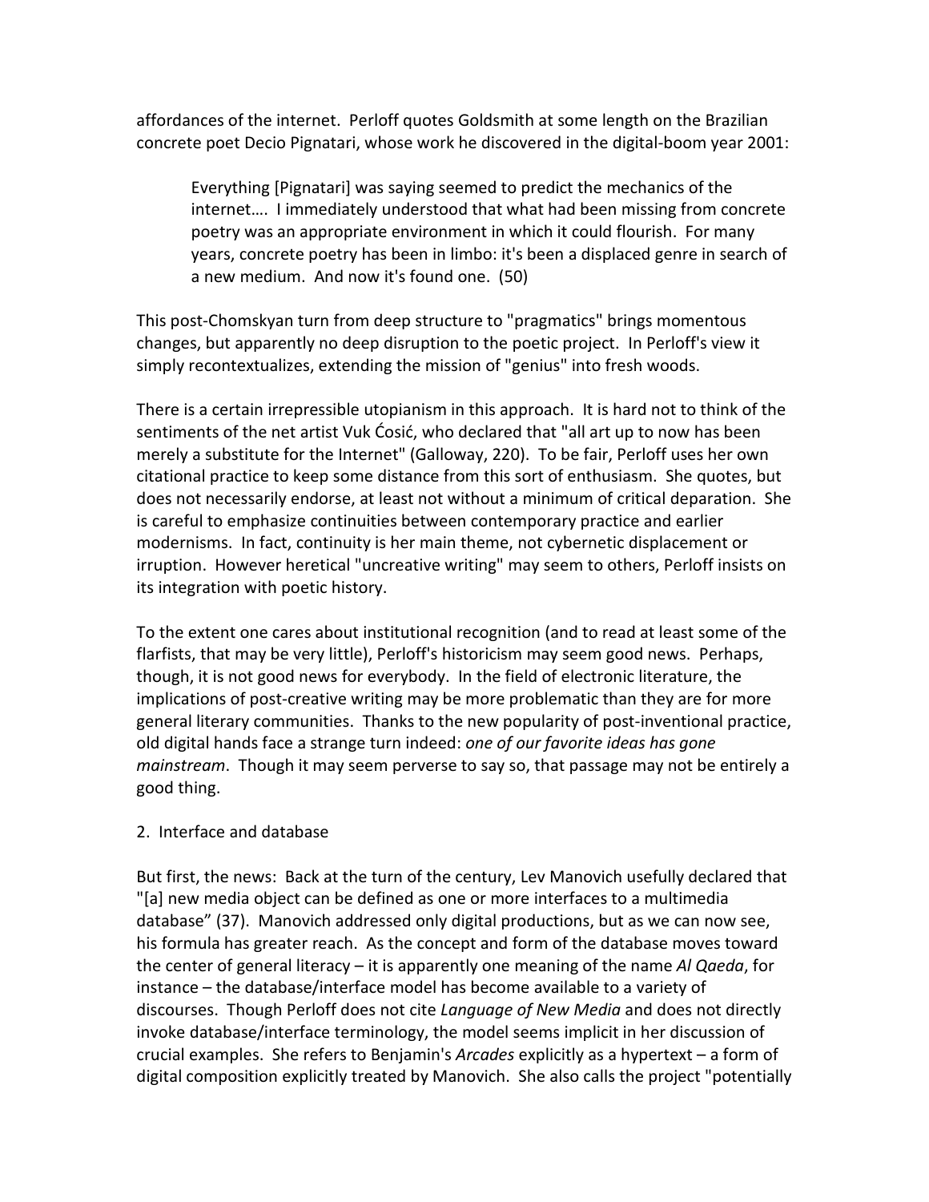affordances of the internet. Perloff quotes Goldsmith at some length on the Brazilian concrete poet Decio Pignatari, whose work he discovered in the digital-boom year 2001:

> Everything [Pignatari] was saying seemed to predict the mechanics of the internet…. I immediately understood that what had been missing from concrete poetry was an appropriate environment in which it could flourish. For many years, concrete poetry has been in limbo: it's been a displaced genre in search of a new medium. And now it's found one. (50)

This post-Chomskyan turn from deep structure to "pragmatics" brings momentous changes, but apparently no deep disruption to the poetic project. In Perloff's view it simply recontextualizes, extending the mission of "genius" into fresh woods.

There is a certain irrepressible utopianism in this approach. It is hard not to think of the sentiments of the net artist Vuk Ćosić, who declared that "all art up to now has been merely a substitute for the Internet" (Galloway, 220). To be fair, Perloff uses her own citational practice to keep some distance from this sort of enthusiasm. She quotes, but does not necessarily endorse, at least not without a minimum of critical deparation. She is careful to emphasize continuities between contemporary practice and earlier modernisms. In fact, continuity is her main theme, not cybernetic displacement or irruption. However heretical "uncreative writing" may seem to others, Perloff insists on its integration with poetic history.

To the extent one cares about institutional recognition (and to read at least some of the flarfists, that may be very little), Perloff's historicism may seem good news. Perhaps, though, it is not good news for everybody. In the field of electronic literature, the implications of post-creative writing may be more problematic than they are for more general literary communities. Thanks to the new popularity of post-inventional practice, old digital hands face a strange turn indeed: *one of our favorite ideas has gone mainstream*. Though it may seem perverse to say so, that passage may not be entirely a good thing.

## 2. Interface and database

But first, the news: Back at the turn of the century, Lev Manovich usefully declared that "[a] new media object can be defined as one or more interfaces to a multimedia database" (37). Manovich addressed only digital productions, but as we can now see, his formula has greater reach. As the concept and form of the database moves toward the center of general literacy – it is apparently one meaning of the name *Al Qaeda*, for instance – the database/interface model has become available to a variety of discourses. Though Perloff does not cite *Language of New Media* and does not directly invoke database/interface terminology, the model seems implicit in her discussion of crucial examples. She refers to Benjamin's *Arcades* explicitly as a hypertext – a form of digital composition explicitly treated by Manovich. She also calls the project "potentially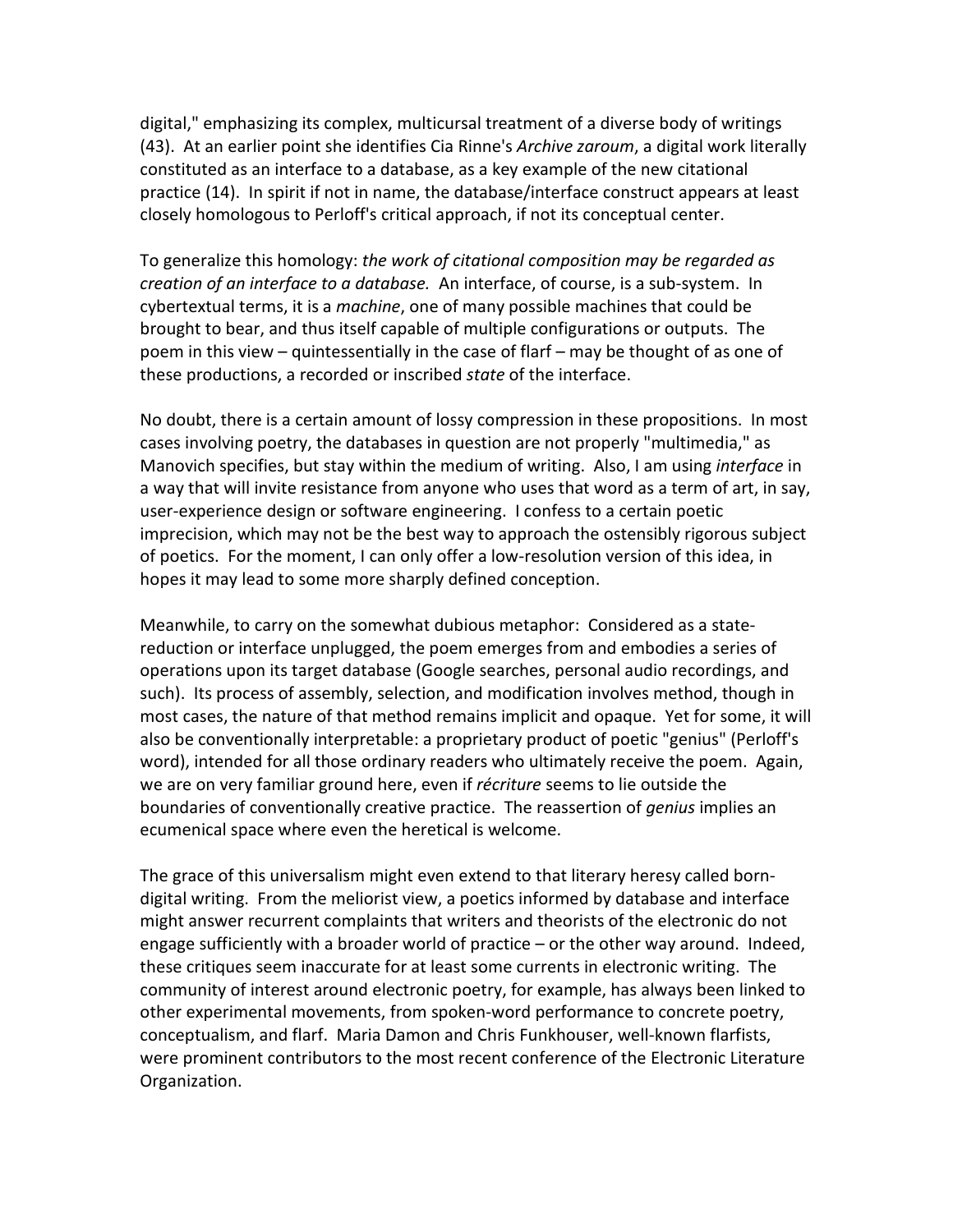digital," emphasizing its complex, multicursal treatment of a diverse body of writings (43). At an earlier point she identifies Cia Rinne's *Archive zaroum*, a digital work literally constituted as an interface to a database, as a key example of the new citational practice (14). In spirit if not in name, the database/interface construct appears at least closely homologous to Perloff's critical approach, if not its conceptual center.

To generalize this homology: *the work of citational composition may be regarded as creation of an interface to a database.* An interface, of course, is a sub-system. In cybertextual terms, it is a *machine*, one of many possible machines that could be brought to bear, and thus itself capable of multiple configurations or outputs. The poem in this view – quintessentially in the case of flarf – may be thought of as one of these productions, a recorded or inscribed *state* of the interface.

No doubt, there is a certain amount of lossy compression in these propositions. In most cases involving poetry, the databases in question are not properly "multimedia," as Manovich specifies, but stay within the medium of writing. Also, I am using *interface* in a way that will invite resistance from anyone who uses that word as a term of art, in say, user-experience design or software engineering. I confess to a certain poetic imprecision, which may not be the best way to approach the ostensibly rigorous subject of poetics. For the moment, I can only offer a low-resolution version of this idea, in hopes it may lead to some more sharply defined conception.

Meanwhile, to carry on the somewhat dubious metaphor: Considered as a state-reduction or interface unplugged, the poem emerges from and embodies a series of operations upon its target database (Google searches, personal audio recordings, and such). Its process of assembly, selection, and modification involves method, though in most cases, the nature of that method remains implicit and opaque. Yet for some, it will also be conventionally interpretable: a proprietary product of poetic "genius" (Perloff's word), intended for all those ordinary readers who ultimately receive the poem. Again, we are on very familiar ground here, even if *récriture* seems to lie outside the boundaries of conventionally creative practice. The reassertion of *genius* implies an ecumenical space where even the heretical is welcome.

The grace of this universalism might even extend to that literary heresy called born-digital writing. From the meliorist view, a poetics informed by database and interface might answer recurrent complaints that writers and theorists of the electronic do not engage sufficiently with a broader world of practice – or the other way around. Indeed, these critiques seem inaccurate for at least some currents in electronic writing. The community of interest around electronic poetry, for example, has always been linked to other experimental movements, from spoken-word performance to concrete poetry, conceptualism, and flarf. Maria Damon and Chris Funkhouser, well-known flarfists, were prominent contributors to the most recent conference of the Electronic Literature Organization.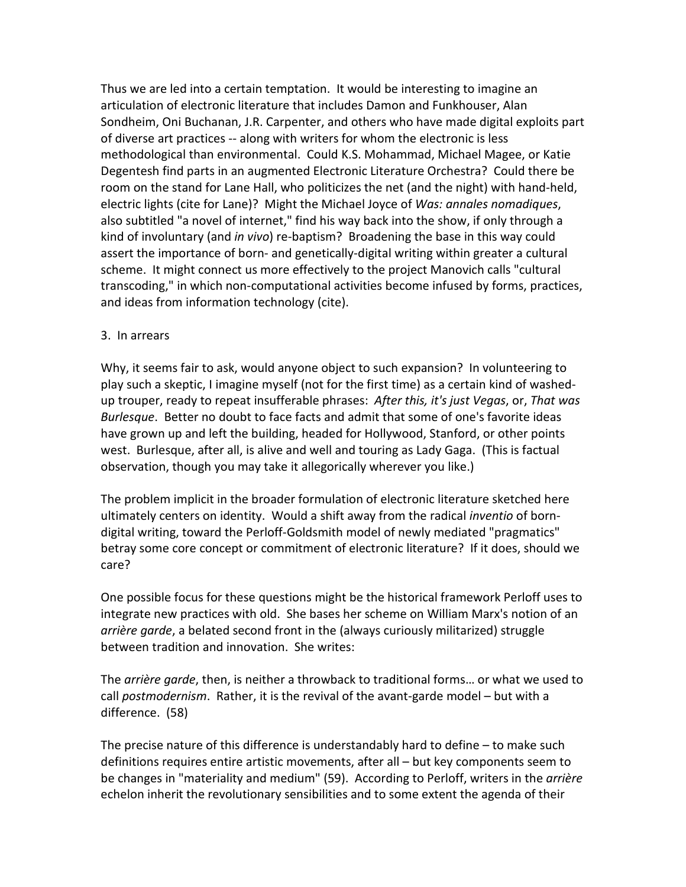Thus we are led into a certain temptation. It would be interesting to imagine an articulation of electronic literature that includes Damon and Funkhouser, Alan Sondheim, Oni Buchanan, J.R. Carpenter, and others who have made digital exploits part of diverse art practices -- along with writers for whom the electronic is less methodological than environmental. Could K.S. Mohammad, Michael Magee, or Katie Degentesh find parts in an augmented Electronic Literature Orchestra? Could there be room on the stand for Lane Hall, who politicizes the net (and the night) with hand-held, electric lights (cite for Lane)? Might the Michael Joyce of *Was: annales nomadiques*, also subtitled "a novel of internet," find his way back into the show, if only through a kind of involuntary (and *in vivo*) re-baptism? Broadening the base in this way could assert the importance of born- and genetically-digital writing within greater a cultural scheme. It might connect us more effectively to the project Manovich calls "cultural transcoding," in which non-computational activities become infused by forms, practices, and ideas from information technology (cite).

## 3. In arrears

Why, it seems fair to ask, would anyone object to such expansion? In volunteering to play such a skeptic, I imagine myself (not for the first time) as a certain kind of washed-up trouper, ready to repeat insufferable phrases: *After this, it's just Vegas*, or, *That was Burlesque*. Better no doubt to face facts and admit that some of one's favorite ideas have grown up and left the building, headed for Hollywood, Stanford, or other points west. Burlesque, after all, is alive and well and touring as Lady Gaga. (This is factual observation, though you may take it allegorically wherever you like.)

The problem implicit in the broader formulation of electronic literature sketched here ultimately centers on identity. Would a shift away from the radical *inventio* of born-digital writing, toward the Perloff-Goldsmith model of newly mediated "pragmatics" betray some core concept or commitment of electronic literature? If it does, should we care?

One possible focus for these questions might be the historical framework Perloff uses to integrate new practices with old. She bases her scheme on William Marx's notion of an *arrière garde*, a belated second front in the (always curiously militarized) struggle between tradition and innovation. She writes:

> The *arrière garde*, then, is neither a throwback to traditional forms… or what we used to call *postmodernism*. Rather, it is the revival of the avant-garde model – but with a difference. (58)

The precise nature of this difference is understandably hard to define – to make such definitions requires entire artistic movements, after all – but key components seem to be changes in "materiality and medium" (59). According to Perloff, writers in the *arrière* echelon inherit the revolutionary sensibilities and to some extent the agenda of their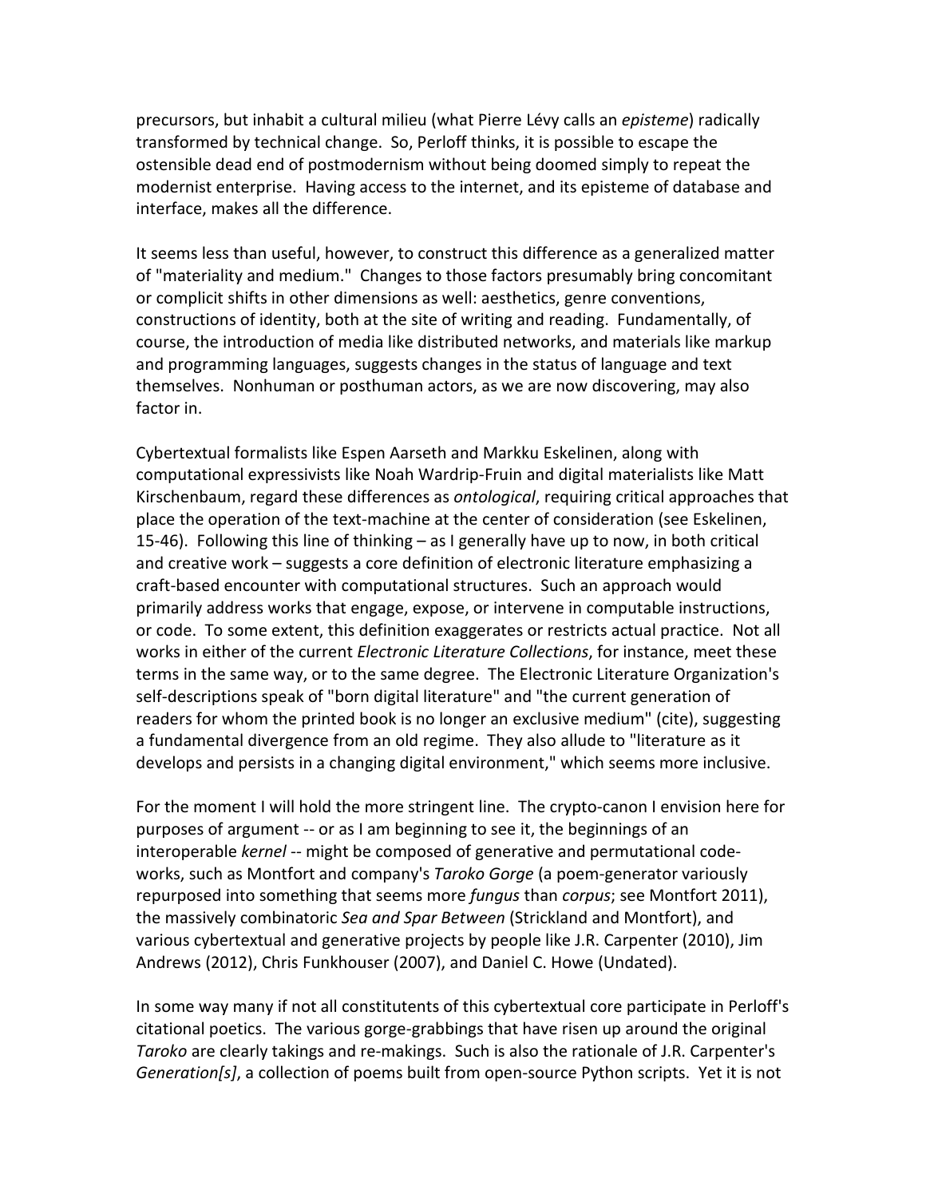precursors, but inhabit a cultural milieu (what Pierre Lévy calls an *episteme*) radically transformed by technical change. So, Perloff thinks, it is possible to escape the ostensible dead end of postmodernism without being doomed simply to repeat the modernist enterprise. Having access to the internet, and its episteme of database and interface, makes all the difference.

It seems less than useful, however, to construct this difference as a generalized matter of "materiality and medium." Changes to those factors presumably bring concomitant or complicit shifts in other dimensions as well: aesthetics, genre conventions, constructions of identity, both at the site of writing and reading. Fundamentally, of course, the introduction of media like distributed networks, and materials like markup and programming languages, suggests changes in the status of language and text themselves. Nonhuman or posthuman actors, as we are now discovering, may also factor in.

Cybertextual formalists like Espen Aarseth and Markku Eskelinen, along with computational expressivists like Noah Wardrip-Fruin and digital materialists like Matt Kirschenbaum, regard these differences as *ontological*, requiring critical approaches that place the operation of the text-machine at the center of consideration (see Eskelinen, 15-46). Following this line of thinking – as I generally have up to now, in both critical and creative work – suggests a core definition of electronic literature emphasizing a craft-based encounter with computational structures. Such an approach would primarily address works that engage, expose, or intervene in computable instructions, or code. To some extent, this definition exaggerates or restricts actual practice. Not all works in either of the current *Electronic Literature Collections*, for instance, meet these terms in the same way, or to the same degree. The Electronic Literature Organization's self-descriptions speak of "born digital literature" and "the current generation of readers for whom the printed book is no longer an exclusive medium" (cite), suggesting a fundamental divergence from an old regime. They also allude to "literature as it develops and persists in a changing digital environment," which seems more inclusive.

For the moment I will hold the more stringent line. The crypto-canon I envision here for purposes of argument -- or as I am beginning to see it, the beginnings of an interoperable *kernel* -- might be composed of generative and permutational code-works, such as Montfort and company's *Taroko Gorge* (a poem-generator variously repurposed into something that seems more *fungus* than *corpus*; see Montfort 2011), the massively combinatoric *Sea and Spar Between* (Strickland and Montfort), and various cybertextual and generative projects by people like J.R. Carpenter (2010), Jim Andrews (2012), Chris Funkhouser (2007), and Daniel C. Howe (Undated).

In some way many if not all constitutents of this cybertextual core participate in Perloff's citational poetics. The various gorge-grabbings that have risen up around the original *Taroko* are clearly takings and re-makings. Such is also the rationale of J.R. Carpenter's *Generation[s]*, a collection of poems built from open-source Python scripts. Yet it is not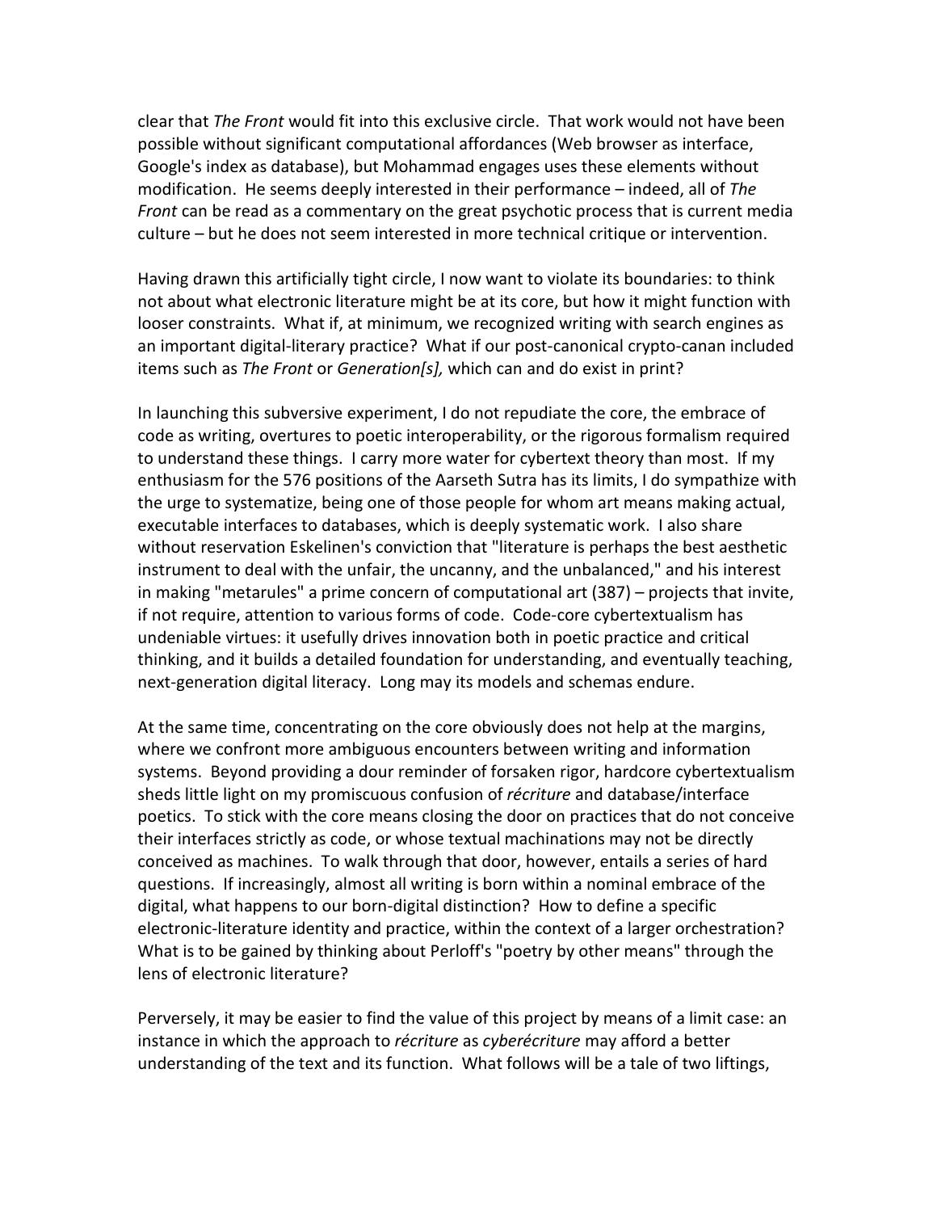clear that *The Front* would fit into this exclusive circle. That work would not have been possible without significant computational affordances (Web browser as interface, Google's index as database), but Mohammad engages uses these elements without modification. He seems deeply interested in their performance – indeed, all of *The Front* can be read as a commentary on the great psychotic process that is current media culture – but he does not seem interested in more technical critique or intervention.

Having drawn this artificially tight circle, I now want to violate its boundaries: to think not about what electronic literature might be at its core, but how it might function with looser constraints. What if, at minimum, we recognized writing with search engines as an important digital-literary practice? What if our post-canonical crypto-canan included items such as *The Front* or *Generation[s],* which can and do exist in print?

In launching this subversive experiment, I do not repudiate the core, the embrace of code as writing, overtures to poetic interoperability, or the rigorous formalism required to understand these things. I carry more water for cybertext theory than most. If my enthusiasm for the 576 positions of the Aarseth Sutra has its limits, I do sympathize with the urge to systematize, being one of those people for whom art means making actual, executable interfaces to databases, which is deeply systematic work. I also share without reservation Eskelinen's conviction that "literature is perhaps the best aesthetic instrument to deal with the unfair, the uncanny, and the unbalanced," and his interest in making "metarules" a prime concern of computational art (387) – projects that invite, if not require, attention to various forms of code. Code-core cybertextualism has undeniable virtues: it usefully drives innovation both in poetic practice and critical thinking, and it builds a detailed foundation for understanding, and eventually teaching, next-generation digital literacy. Long may its models and schemas endure.

At the same time, concentrating on the core obviously does not help at the margins, where we confront more ambiguous encounters between writing and information systems. Beyond providing a dour reminder of forsaken rigor, hardcore cybertextualism sheds little light on my promiscuous confusion of *récriture* and database/interface poetics. To stick with the core means closing the door on practices that do not conceive their interfaces strictly as code, or whose textual machinations may not be directly conceived as machines. To walk through that door, however, entails a series of hard questions. If increasingly, almost all writing is born within a nominal embrace of the digital, what happens to our born-digital distinction? How to define a specific electronic-literature identity and practice, within the context of a larger orchestration? What is to be gained by thinking about Perloff's "poetry by other means" through the lens of electronic literature?

Perversely, it may be easier to find the value of this project by means of a limit case: an instance in which the approach to *récriture* as *cyberécriture* may afford a better understanding of the text and its function. What follows will be a tale of two liftings,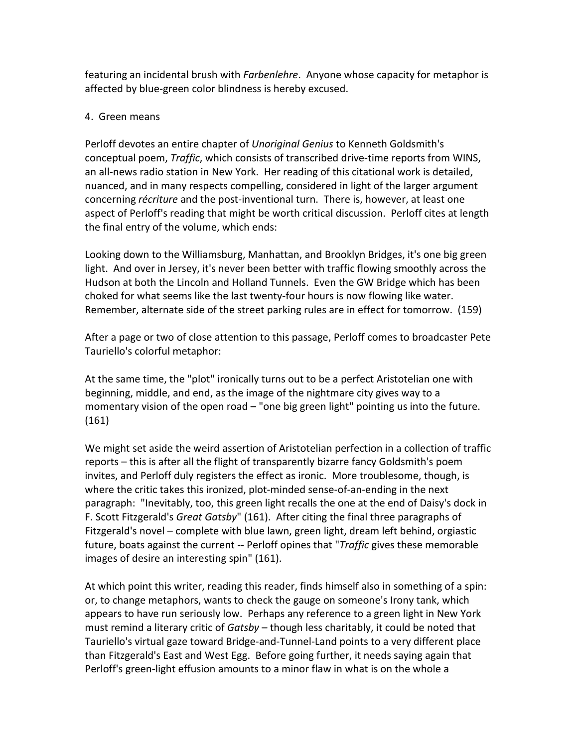featuring an incidental brush with *Farbenlehre*. Anyone whose capacity for metaphor is affected by blue-green color blindness is hereby excused.

4. Green means

Perloff devotes an entire chapter of *Unoriginal Genius* to Kenneth Goldsmith's conceptual poem, *Traffic*, which consists of transcribed drive-time reports from WINS, an all-news radio station in New York. Her reading of this citational work is detailed, nuanced, and in many respects compelling, considered in light of the larger argument concerning *récriture* and the post-inventional turn. There is, however, at least one aspect of Perloff's reading that might be worth critical discussion. Perloff cites at length the final entry of the volume, which ends:

Looking down to the Williamsburg, Manhattan, and Brooklyn Bridges, it's one big green light. And over in Jersey, it's never been better with traffic flowing smoothly across the Hudson at both the Lincoln and Holland Tunnels. Even the GW Bridge which has been choked for what seems like the last twenty-four hours is now flowing like water. Remember, alternate side of the street parking rules are in effect for tomorrow. (159)

After a page or two of close attention to this passage, Perloff comes to broadcaster Pete Tauriello's colorful metaphor:

At the same time, the "plot" ironically turns out to be a perfect Aristotelian one with beginning, middle, and end, as the image of the nightmare city gives way to a momentary vision of the open road – "one big green light" pointing us into the future. (161)

We might set aside the weird assertion of Aristotelian perfection in a collection of traffic reports – this is after all the flight of transparently bizarre fancy Goldsmith's poem invites, and Perloff duly registers the effect as ironic. More troublesome, though, is where the critic takes this ironized, plot-minded sense-of-an-ending in the next paragraph: "Inevitably, too, this green light recalls the one at the end of Daisy's dock in F. Scott Fitzgerald's *Great Gatsby*" (161). After citing the final three paragraphs of Fitzgerald's novel – complete with blue lawn, green light, dream left behind, orgiastic future, boats against the current -- Perloff opines that "*Traffic* gives these memorable images of desire an interesting spin" (161).

At which point this writer, reading this reader, finds himself also in something of a spin: or, to change metaphors, wants to check the gauge on someone's Irony tank, which appears to have run seriously low. Perhaps any reference to a green light in New York must remind a literary critic of *Gatsby* – though less charitably, it could be noted that Tauriello's virtual gaze toward Bridge-and-Tunnel-Land points to a very different place than Fitzgerald's East and West Egg. Before going further, it needs saying again that Perloff's green-light effusion amounts to a minor flaw in what is on the whole a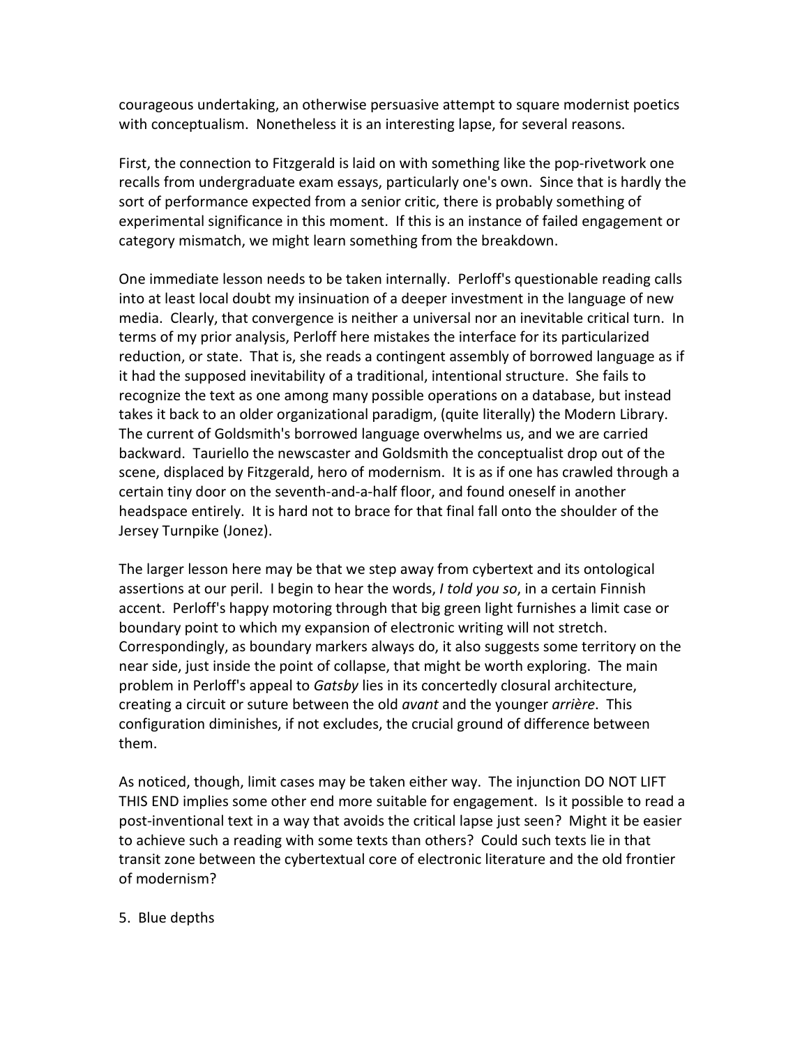courageous undertaking, an otherwise persuasive attempt to square modernist poetics with conceptualism. Nonetheless it is an interesting lapse, for several reasons.

First, the connection to Fitzgerald is laid on with something like the pop-rivetwork one recalls from undergraduate exam essays, particularly one's own. Since that is hardly the sort of performance expected from a senior critic, there is probably something of experimental significance in this moment. If this is an instance of failed engagement or category mismatch, we might learn something from the breakdown.

One immediate lesson needs to be taken internally. Perloff's questionable reading calls into at least local doubt my insinuation of a deeper investment in the language of new media. Clearly, that convergence is neither a universal nor an inevitable critical turn. In terms of my prior analysis, Perloff here mistakes the interface for its particularized reduction, or state. That is, she reads a contingent assembly of borrowed language as if it had the supposed inevitability of a traditional, intentional structure. She fails to recognize the text as one among many possible operations on a database, but instead takes it back to an older organizational paradigm, (quite literally) the Modern Library. The current of Goldsmith's borrowed language overwhelms us, and we are carried backward. Tauriello the newscaster and Goldsmith the conceptualist drop out of the scene, displaced by Fitzgerald, hero of modernism. It is as if one has crawled through a certain tiny door on the seventh-and-a-half floor, and found oneself in another headspace entirely. It is hard not to brace for that final fall onto the shoulder of the Jersey Turnpike (Jonez).

The larger lesson here may be that we step away from cybertext and its ontological assertions at our peril. I begin to hear the words, *I told you so*, in a certain Finnish accent. Perloff's happy motoring through that big green light furnishes a limit case or boundary point to which my expansion of electronic writing will not stretch. Correspondingly, as boundary markers always do, it also suggests some territory on the near side, just inside the point of collapse, that might be worth exploring. The main problem in Perloff's appeal to *Gatsby* lies in its concertedly closural architecture, creating a circuit or suture between the old *avant* and the younger *arrière*. This configuration diminishes, if not excludes, the crucial ground of difference between them.

As noticed, though, limit cases may be taken either way. The injunction DO NOT LIFT THIS END implies some other end more suitable for engagement. Is it possible to read a post-inventional text in a way that avoids the critical lapse just seen? Might it be easier to achieve such a reading with some texts than others? Could such texts lie in that transit zone between the cybertextual core of electronic literature and the old frontier of modernism?

## 5. Blue depths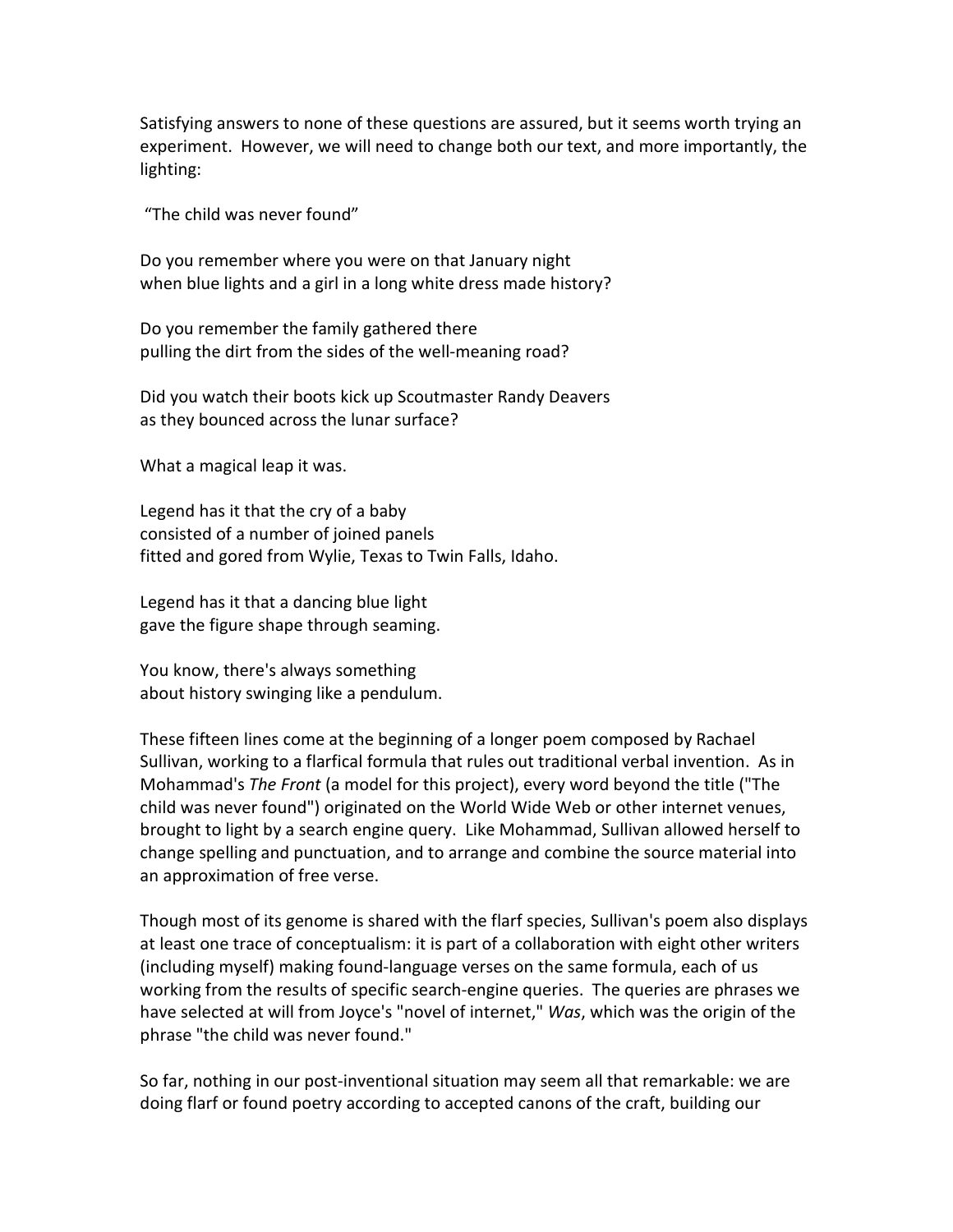Satisfying answers to none of these questions are assured, but it seems worth trying an experiment. However, we will need to change both our text, and more importantly, the lighting:

"The child was never found"

Do you remember where you were on that January night
when blue lights and a girl in a long white dress made history?

Do you remember the family gathered there
pulling the dirt from the sides of the well-meaning road?

Did you watch their boots kick up Scoutmaster Randy Deavers
as they bounced across the lunar surface?

What a magical leap it was.

Legend has it that the cry of a baby
consisted of a number of joined panels
fitted and gored from Wylie, Texas to Twin Falls, Idaho.

Legend has it that a dancing blue light
gave the figure shape through seaming.

You know, there's always something
about history swinging like a pendulum.

These fifteen lines come at the beginning of a longer poem composed by Rachael Sullivan, working to a flarfical formula that rules out traditional verbal invention. As in Mohammad's *The Front* (a model for this project), every word beyond the title ("The child was never found") originated on the World Wide Web or other internet venues, brought to light by a search engine query. Like Mohammad, Sullivan allowed herself to change spelling and punctuation, and to arrange and combine the source material into an approximation of free verse.

Though most of its genome is shared with the flarf species, Sullivan's poem also displays at least one trace of conceptualism: it is part of a collaboration with eight other writers (including myself) making found-language verses on the same formula, each of us working from the results of specific search-engine queries. The queries are phrases we have selected at will from Joyce's "novel of internet," *Was*, which was the origin of the phrase "the child was never found."

So far, nothing in our post-inventional situation may seem all that remarkable: we are doing flarf or found poetry according to accepted canons of the craft, building our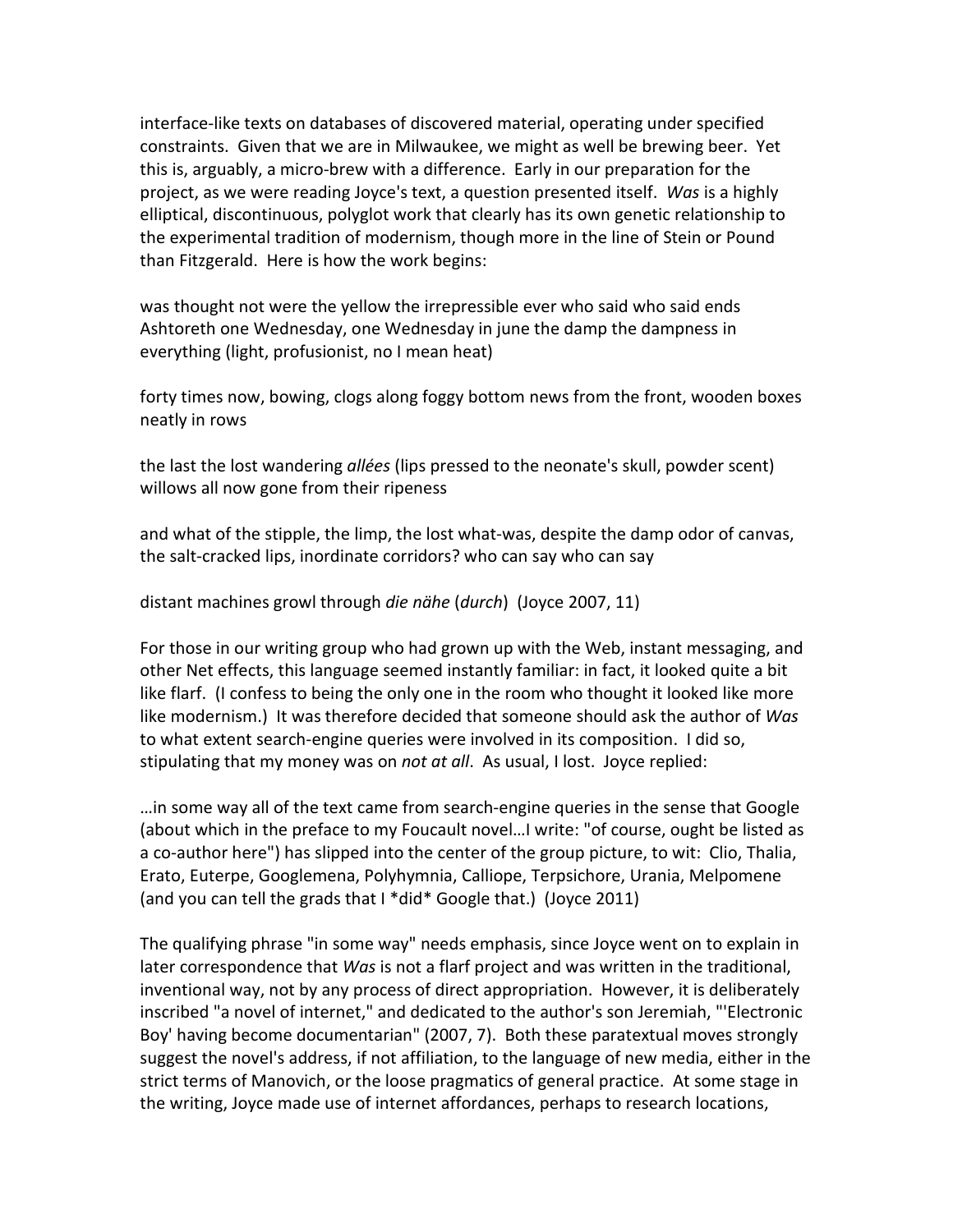interface-like texts on databases of discovered material, operating under specified constraints. Given that we are in Milwaukee, we might as well be brewing beer. Yet this is, arguably, a micro-brew with a difference. Early in our preparation for the project, as we were reading Joyce's text, a question presented itself. *Was* is a highly elliptical, discontinuous, polyglot work that clearly has its own genetic relationship to the experimental tradition of modernism, though more in the line of Stein or Pound than Fitzgerald. Here is how the work begins:

was thought not were the yellow the irrepressible ever who said who said ends Ashtoreth one Wednesday, one Wednesday in june the damp the dampness in everything (light, profusionist, no I mean heat)

forty times now, bowing, clogs along foggy bottom news from the front, wooden boxes neatly in rows

the last the lost wandering *allées* (lips pressed to the neonate's skull, powder scent) willows all now gone from their ripeness

and what of the stipple, the limp, the lost what-was, despite the damp odor of canvas, the salt-cracked lips, inordinate corridors? who can say who can say

distant machines growl through *die nähe* (*durch*) (Joyce 2007, 11)

For those in our writing group who had grown up with the Web, instant messaging, and other Net effects, this language seemed instantly familiar: in fact, it looked quite a bit like flarf. (I confess to being the only one in the room who thought it looked like more like modernism.) It was therefore decided that someone should ask the author of *Was* to what extent search-engine queries were involved in its composition. I did so, stipulating that my money was on *not at all*. As usual, I lost. Joyce replied:

…in some way all of the text came from search-engine queries in the sense that Google (about which in the preface to my Foucault novel…I write: "of course, ought be listed as a co-author here") has slipped into the center of the group picture, to wit: Clio, Thalia, Erato, Euterpe, Googlemena, Polyhymnia, Calliope, Terpsichore, Urania, Melpomene (and you can tell the grads that I *did* Google that.) (Joyce 2011)

The qualifying phrase "in some way" needs emphasis, since Joyce went on to explain in later correspondence that *Was* is not a flarf project and was written in the traditional, inventional way, not by any process of direct appropriation. However, it is deliberately inscribed "a novel of internet," and dedicated to the author's son Jeremiah, "'Electronic Boy' having become documentarian" (2007, 7). Both these paratextual moves strongly suggest the novel's address, if not affiliation, to the language of new media, either in the strict terms of Manovich, or the loose pragmatics of general practice. At some stage in the writing, Joyce made use of internet affordances, perhaps to research locations,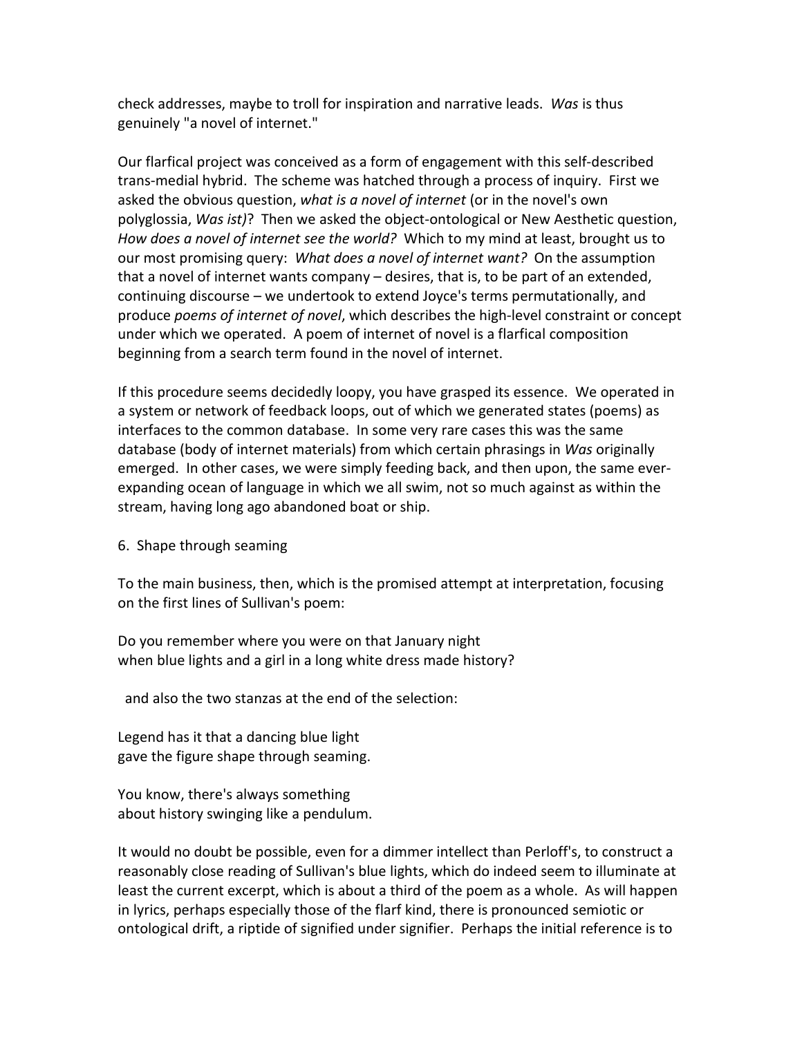check addresses, maybe to troll for inspiration and narrative leads. *Was* is thus genuinely "a novel of internet."

Our flarfical project was conceived as a form of engagement with this self-described trans-medial hybrid. The scheme was hatched through a process of inquiry. First we asked the obvious question, *what is a novel of internet* (or in the novel's own polyglossia, *Was ist)*? Then we asked the object-ontological or New Aesthetic question, *How does a novel of internet see the world?* Which to my mind at least, brought us to our most promising query: *What does a novel of internet want?* On the assumption that a novel of internet wants company – desires, that is, to be part of an extended, continuing discourse – we undertook to extend Joyce's terms permutationally, and produce *poems of internet of novel*, which describes the high-level constraint or concept under which we operated. A poem of internet of novel is a flarfical composition beginning from a search term found in the novel of internet.

If this procedure seems decidedly loopy, you have grasped its essence. We operated in a system or network of feedback loops, out of which we generated states (poems) as interfaces to the common database. In some very rare cases this was the same database (body of internet materials) from which certain phrasings in *Was* originally emerged. In other cases, we were simply feeding back, and then upon, the same ever-expanding ocean of language in which we all swim, not so much against as within the stream, having long ago abandoned boat or ship.

6. Shape through seaming

To the main business, then, which is the promised attempt at interpretation, focusing on the first lines of Sullivan's poem:

Do you remember where you were on that January night
when blue lights and a girl in a long white dress made history?

and also the two stanzas at the end of the selection:

Legend has it that a dancing blue light
gave the figure shape through seaming.

You know, there's always something
about history swinging like a pendulum.

It would no doubt be possible, even for a dimmer intellect than Perloff's, to construct a reasonably close reading of Sullivan's blue lights, which do indeed seem to illuminate at least the current excerpt, which is about a third of the poem as a whole. As will happen in lyrics, perhaps especially those of the flarf kind, there is pronounced semiotic or ontological drift, a riptide of signified under signifier. Perhaps the initial reference is to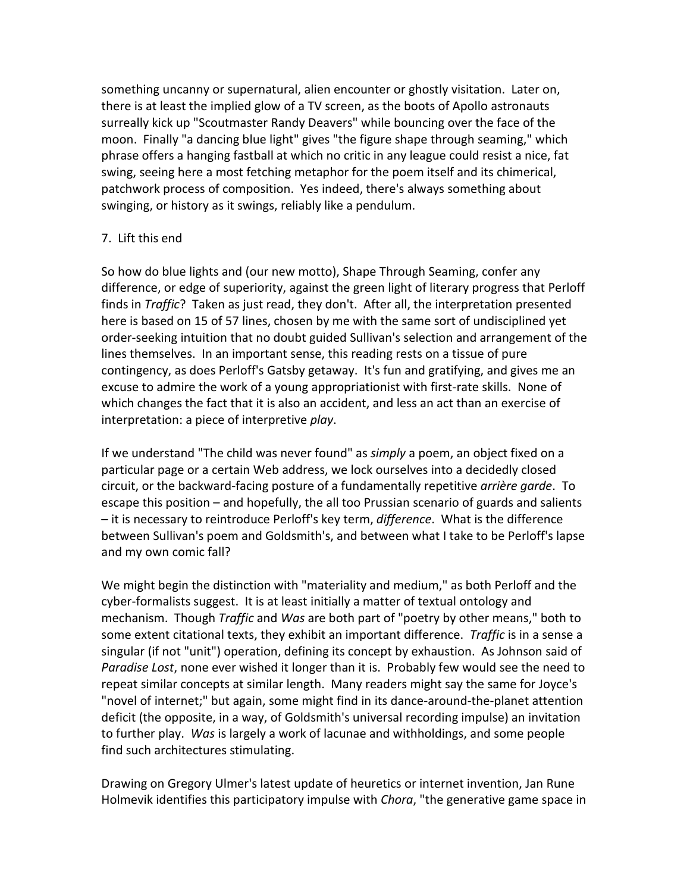something uncanny or supernatural, alien encounter or ghostly visitation. Later on, there is at least the implied glow of a TV screen, as the boots of Apollo astronauts surreally kick up "Scoutmaster Randy Deavers" while bouncing over the face of the moon. Finally "a dancing blue light" gives "the figure shape through seaming," which phrase offers a hanging fastball at which no critic in any league could resist a nice, fat swing, seeing here a most fetching metaphor for the poem itself and its chimerical, patchwork process of composition. Yes indeed, there's always something about swinging, or history as it swings, reliably like a pendulum.

## 7. Lift this end

So how do blue lights and (our new motto), Shape Through Seaming, confer any difference, or edge of superiority, against the green light of literary progress that Perloff finds in *Traffic*? Taken as just read, they don't. After all, the interpretation presented here is based on 15 of 57 lines, chosen by me with the same sort of undisciplined yet order-seeking intuition that no doubt guided Sullivan's selection and arrangement of the lines themselves. In an important sense, this reading rests on a tissue of pure contingency, as does Perloff's Gatsby getaway. It's fun and gratifying, and gives me an excuse to admire the work of a young appropriationist with first-rate skills. None of which changes the fact that it is also an accident, and less an act than an exercise of interpretation: a piece of interpretive *play*.

If we understand "The child was never found" as *simply* a poem, an object fixed on a particular page or a certain Web address, we lock ourselves into a decidedly closed circuit, or the backward-facing posture of a fundamentally repetitive *arrière garde*. To escape this position – and hopefully, the all too Prussian scenario of guards and salients – it is necessary to reintroduce Perloff's key term, *difference*. What is the difference between Sullivan's poem and Goldsmith's, and between what I take to be Perloff's lapse and my own comic fall?

We might begin the distinction with "materiality and medium," as both Perloff and the cyber-formalists suggest. It is at least initially a matter of textual ontology and mechanism. Though *Traffic* and *Was* are both part of "poetry by other means," both to some extent citational texts, they exhibit an important difference. *Traffic* is in a sense a singular (if not "unit") operation, defining its concept by exhaustion. As Johnson said of *Paradise Lost*, none ever wished it longer than it is. Probably few would see the need to repeat similar concepts at similar length. Many readers might say the same for Joyce's "novel of internet;" but again, some might find in its dance-around-the-planet attention deficit (the opposite, in a way, of Goldsmith's universal recording impulse) an invitation to further play. *Was* is largely a work of lacunae and withholdings, and some people find such architectures stimulating.

Drawing on Gregory Ulmer's latest update of heuretics or internet invention, Jan Rune Holmevik identifies this participatory impulse with *Chora*, "the generative game space in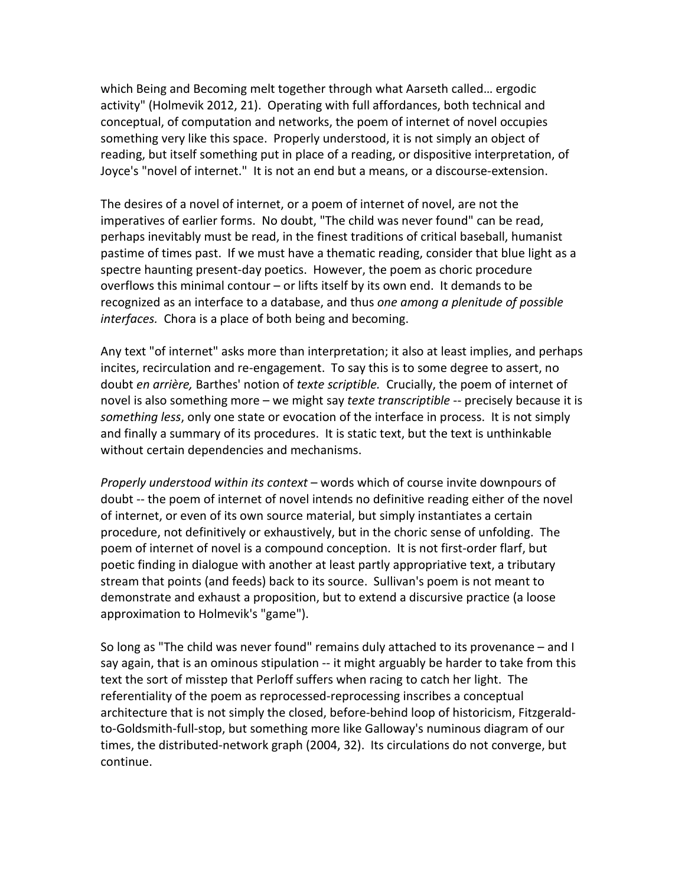which Being and Becoming melt together through what Aarseth called… ergodic activity" (Holmevik 2012, 21). Operating with full affordances, both technical and conceptual, of computation and networks, the poem of internet of novel occupies something very like this space. Properly understood, it is not simply an object of reading, but itself something put in place of a reading, or dispositive interpretation, of Joyce's "novel of internet." It is not an end but a means, or a discourse-extension.

The desires of a novel of internet, or a poem of internet of novel, are not the imperatives of earlier forms. No doubt, "The child was never found" can be read, perhaps inevitably must be read, in the finest traditions of critical baseball, humanist pastime of times past. If we must have a thematic reading, consider that blue light as a spectre haunting present-day poetics. However, the poem as choric procedure overflows this minimal contour – or lifts itself by its own end. It demands to be recognized as an interface to a database, and thus *one among a plenitude of possible interfaces.* Chora is a place of both being and becoming.

Any text "of internet" asks more than interpretation; it also at least implies, and perhaps incites, recirculation and re-engagement. To say this is to some degree to assert, no doubt *en arrière,* Barthes' notion of *texte scriptible.* Crucially, the poem of internet of novel is also something more – we might say *texte transcriptible* -- precisely because it is *something less*, only one state or evocation of the interface in process. It is not simply and finally a summary of its procedures. It is static text, but the text is unthinkable without certain dependencies and mechanisms.

*Properly understood within its context* – words which of course invite downpours of doubt -- the poem of internet of novel intends no definitive reading either of the novel of internet, or even of its own source material, but simply instantiates a certain procedure, not definitively or exhaustively, but in the choric sense of unfolding. The poem of internet of novel is a compound conception. It is not first-order flarf, but poetic finding in dialogue with another at least partly appropriative text, a tributary stream that points (and feeds) back to its source. Sullivan's poem is not meant to demonstrate and exhaust a proposition, but to extend a discursive practice (a loose approximation to Holmevik's "game").

So long as "The child was never found" remains duly attached to its provenance – and I say again, that is an ominous stipulation -- it might arguably be harder to take from this text the sort of misstep that Perloff suffers when racing to catch her light. The referentiality of the poem as reprocessed-reprocessing inscribes a conceptual architecture that is not simply the closed, before-behind loop of historicism, Fitzgerald-to-Goldsmith-full-stop, but something more like Galloway's numinous diagram of our times, the distributed-network graph (2004, 32). Its circulations do not converge, but continue.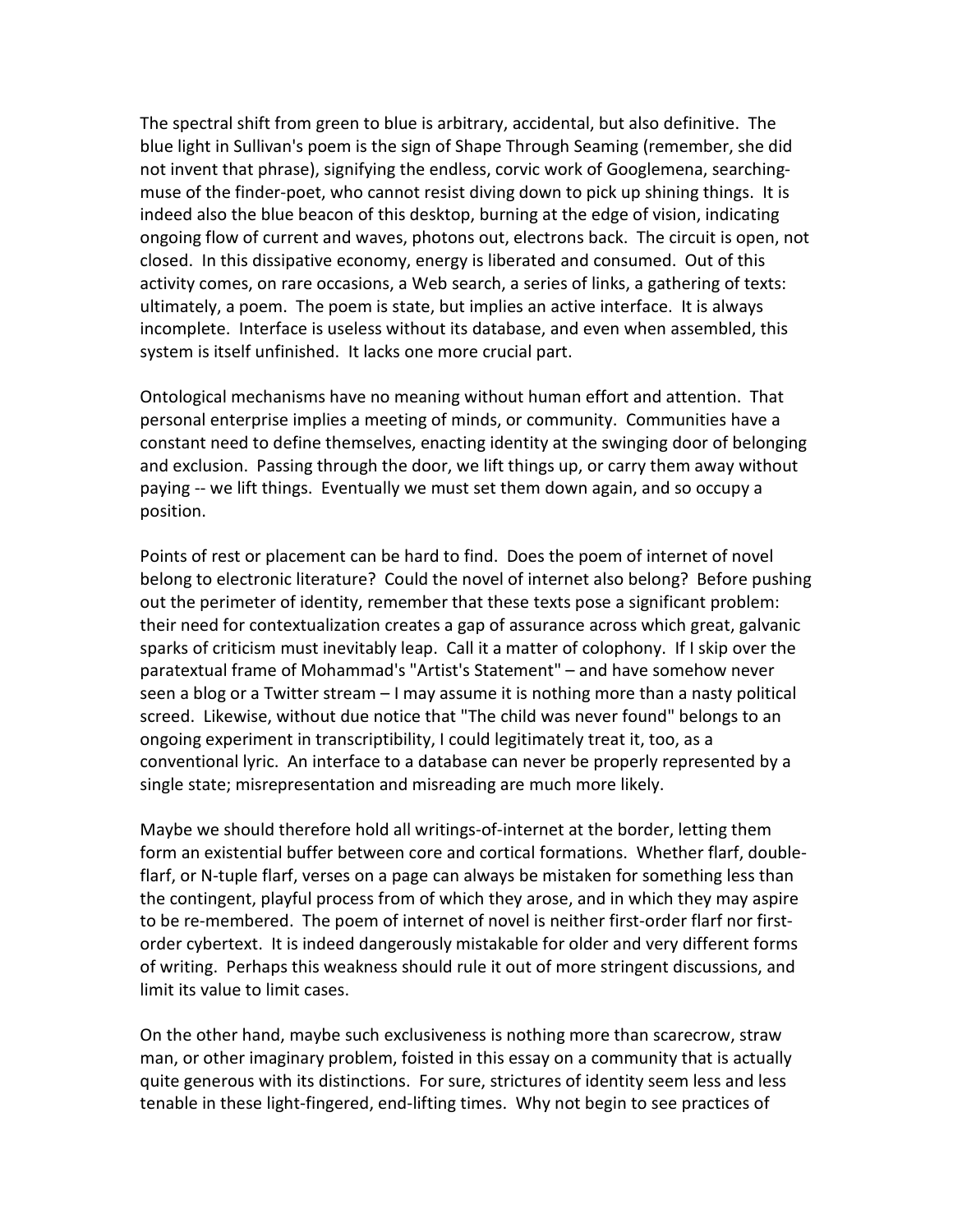The spectral shift from green to blue is arbitrary, accidental, but also definitive. The blue light in Sullivan's poem is the sign of Shape Through Seaming (remember, she did not invent that phrase), signifying the endless, corvic work of Googlemena, searching-muse of the finder-poet, who cannot resist diving down to pick up shining things. It is indeed also the blue beacon of this desktop, burning at the edge of vision, indicating ongoing flow of current and waves, photons out, electrons back. The circuit is open, not closed. In this dissipative economy, energy is liberated and consumed. Out of this activity comes, on rare occasions, a Web search, a series of links, a gathering of texts: ultimately, a poem. The poem is state, but implies an active interface. It is always incomplete. Interface is useless without its database, and even when assembled, this system is itself unfinished. It lacks one more crucial part.

Ontological mechanisms have no meaning without human effort and attention. That personal enterprise implies a meeting of minds, or community. Communities have a constant need to define themselves, enacting identity at the swinging door of belonging and exclusion. Passing through the door, we lift things up, or carry them away without paying -- we lift things. Eventually we must set them down again, and so occupy a position.

Points of rest or placement can be hard to find. Does the poem of internet of novel belong to electronic literature? Could the novel of internet also belong? Before pushing out the perimeter of identity, remember that these texts pose a significant problem: their need for contextualization creates a gap of assurance across which great, galvanic sparks of criticism must inevitably leap. Call it a matter of colophony. If I skip over the paratextual frame of Mohammad's "Artist's Statement" – and have somehow never seen a blog or a Twitter stream – I may assume it is nothing more than a nasty political screed. Likewise, without due notice that "The child was never found" belongs to an ongoing experiment in transcriptibility, I could legitimately treat it, too, as a conventional lyric. An interface to a database can never be properly represented by a single state; misrepresentation and misreading are much more likely.

Maybe we should therefore hold all writings-of-internet at the border, letting them form an existential buffer between core and cortical formations. Whether flarf, double-flarf, or N-tuple flarf, verses on a page can always be mistaken for something less than the contingent, playful process from of which they arose, and in which they may aspire to be re-membered. The poem of internet of novel is neither first-order flarf nor first-order cybertext. It is indeed dangerously mistakable for older and very different forms of writing. Perhaps this weakness should rule it out of more stringent discussions, and limit its value to limit cases.

On the other hand, maybe such exclusiveness is nothing more than scarecrow, straw man, or other imaginary problem, foisted in this essay on a community that is actually quite generous with its distinctions. For sure, strictures of identity seem less and less tenable in these light-fingered, end-lifting times. Why not begin to see practices of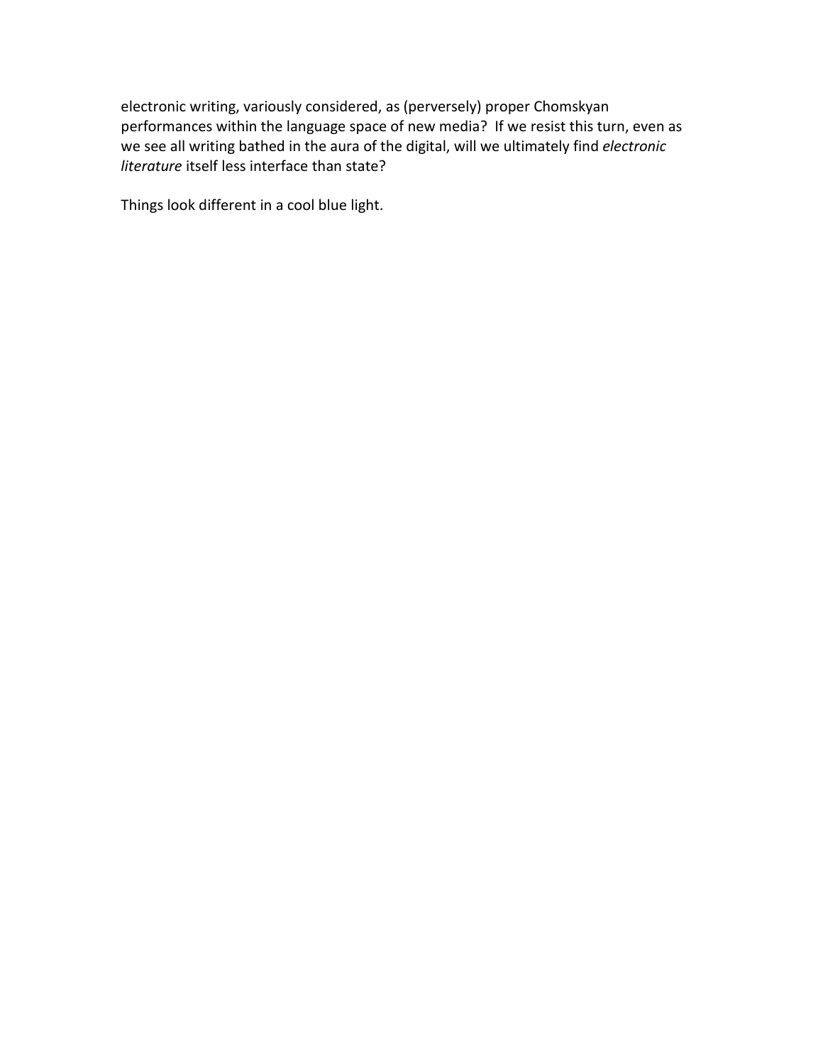electronic writing, variously considered, as (perversely) proper Chomskyan performances within the language space of new media? If we resist this turn, even as we see all writing bathed in the aura of the digital, will we ultimately find *electronic literature* itself less interface than state?

Things look different in a cool blue light.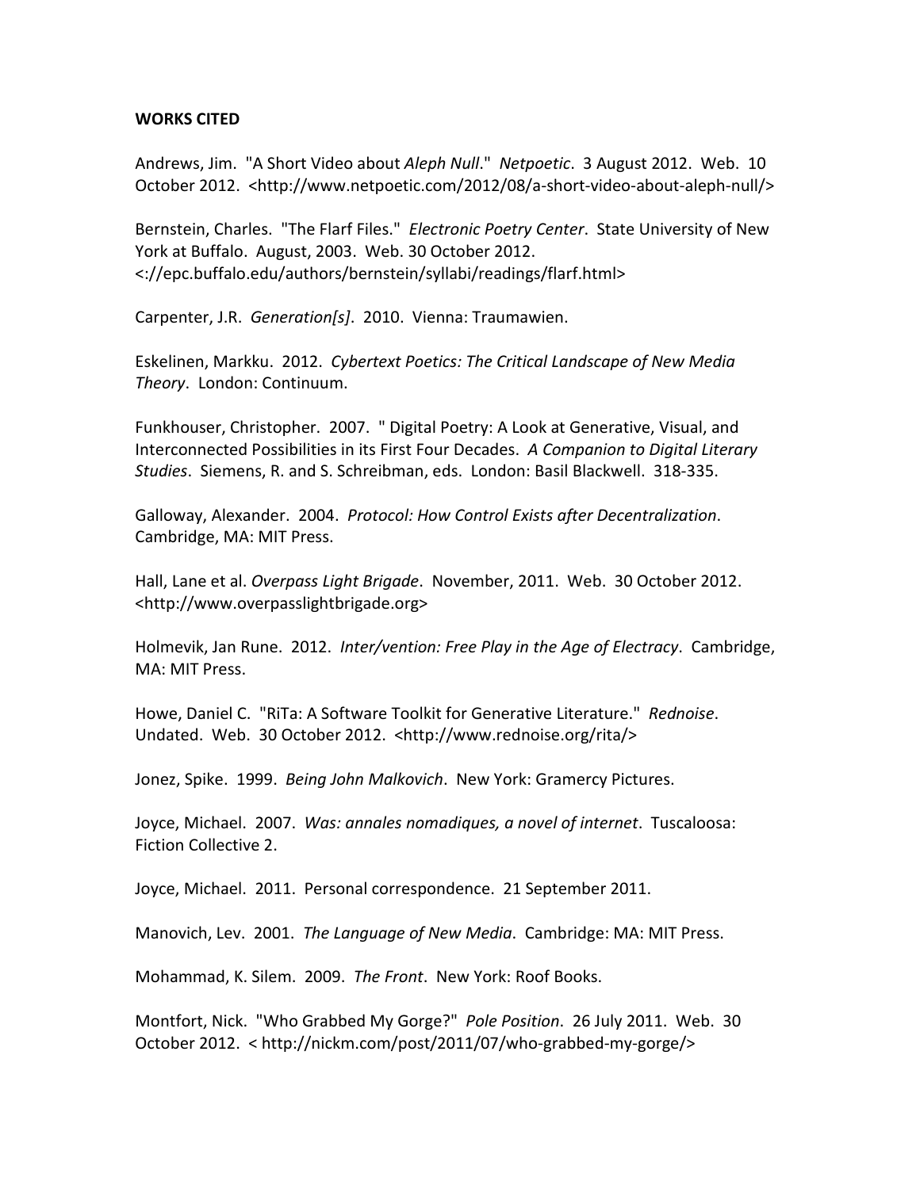**WORKS CITED**

Andrews, Jim. "A Short Video about *Aleph Null*." *Netpoetic*. 3 August 2012. Web. 10 October 2012. <http://www.netpoetic.com/2012/08/a-short-video-about-aleph-null/>

Bernstein, Charles. "The Flarf Files." *Electronic Poetry Center*. State University of New York at Buffalo. August, 2003. Web. 30 October 2012. <://epc.buffalo.edu/authors/bernstein/syllabi/readings/flarf.html>

Carpenter, J.R. *Generation[s]*. 2010. Vienna: Traumawien.

Eskelinen, Markku. 2012. *Cybertext Poetics: The Critical Landscape of New Media Theory*. London: Continuum.

Funkhouser, Christopher. 2007. " Digital Poetry: A Look at Generative, Visual, and Interconnected Possibilities in its First Four Decades. *A Companion to Digital Literary Studies*. Siemens, R. and S. Schreibman, eds. London: Basil Blackwell. 318-335.

Galloway, Alexander. 2004. *Protocol: How Control Exists after Decentralization*. Cambridge, MA: MIT Press.

Hall, Lane et al. *Overpass Light Brigade*. November, 2011. Web. 30 October 2012. <http://www.overpasslightbrigade.org>

Holmevik, Jan Rune. 2012. *Inter/vention: Free Play in the Age of Electracy*. Cambridge, MA: MIT Press.

Howe, Daniel C. "RiTa: A Software Toolkit for Generative Literature." *Rednoise*. Undated. Web. 30 October 2012. <http://www.rednoise.org/rita/>

Jonez, Spike. 1999. *Being John Malkovich*. New York: Gramercy Pictures.

Joyce, Michael. 2007. *Was: annales nomadiques, a novel of internet*. Tuscaloosa: Fiction Collective 2.

Joyce, Michael. 2011. Personal correspondence. 21 September 2011.

Manovich, Lev. 2001. *The Language of New Media*. Cambridge: MA: MIT Press.

Mohammad, K. Silem. 2009. *The Front*. New York: Roof Books.

Montfort, Nick. "Who Grabbed My Gorge?" *Pole Position*. 26 July 2011. Web. 30 October 2012. < http://nickm.com/post/2011/07/who-grabbed-my-gorge/>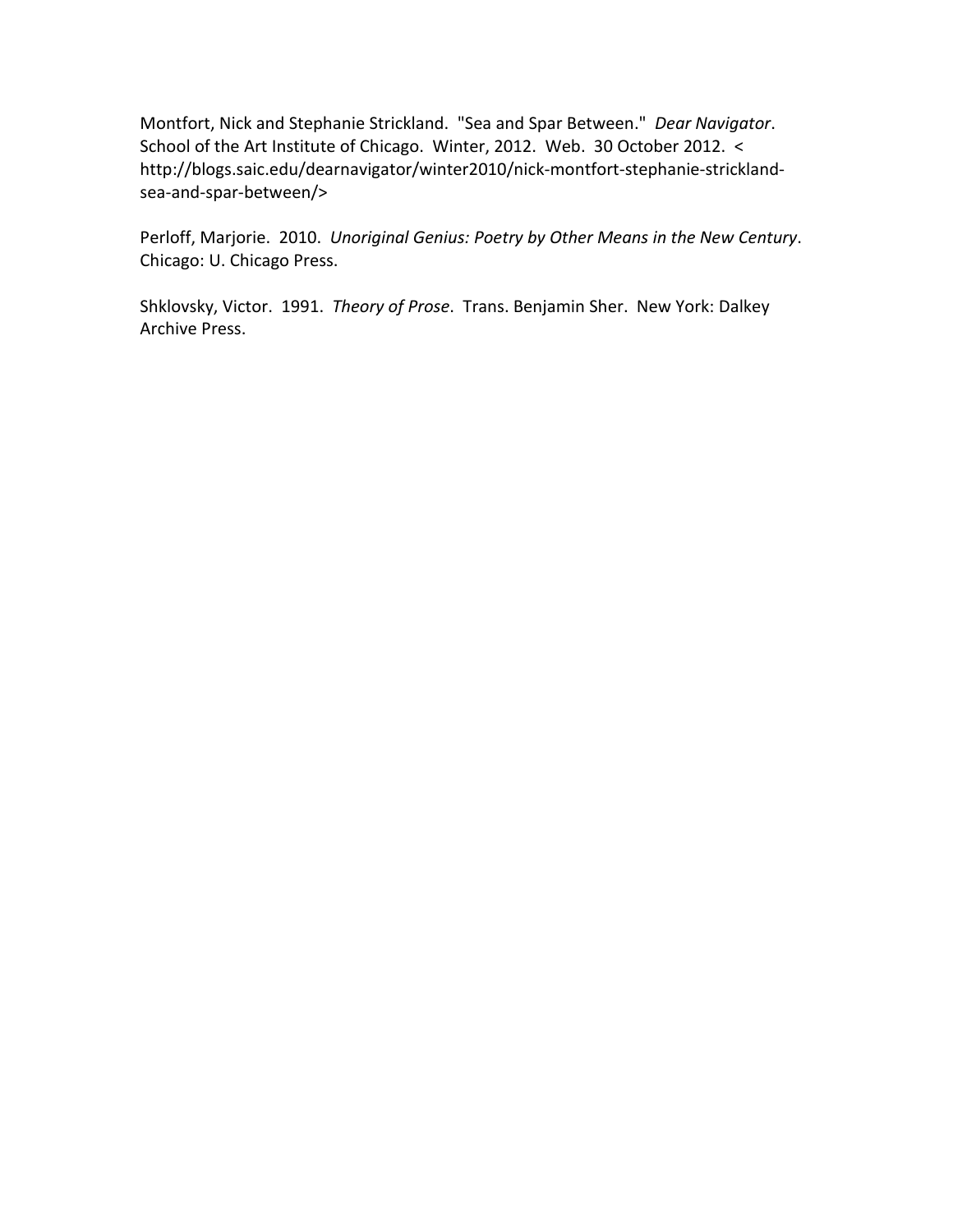Montfort, Nick and Stephanie Strickland. "Sea and Spar Between." *Dear Navigator*. School of the Art Institute of Chicago. Winter, 2012. Web. 30 October 2012. < http://blogs.saic.edu/dearnavigator/winter2010/nick-montfort-stephanie-strickland-sea-and-spar-between/>

Perloff, Marjorie. 2010. *Unoriginal Genius: Poetry by Other Means in the New Century*. Chicago: U. Chicago Press.

Shklovsky, Victor. 1991. *Theory of Prose*. Trans. Benjamin Sher. New York: Dalkey Archive Press.